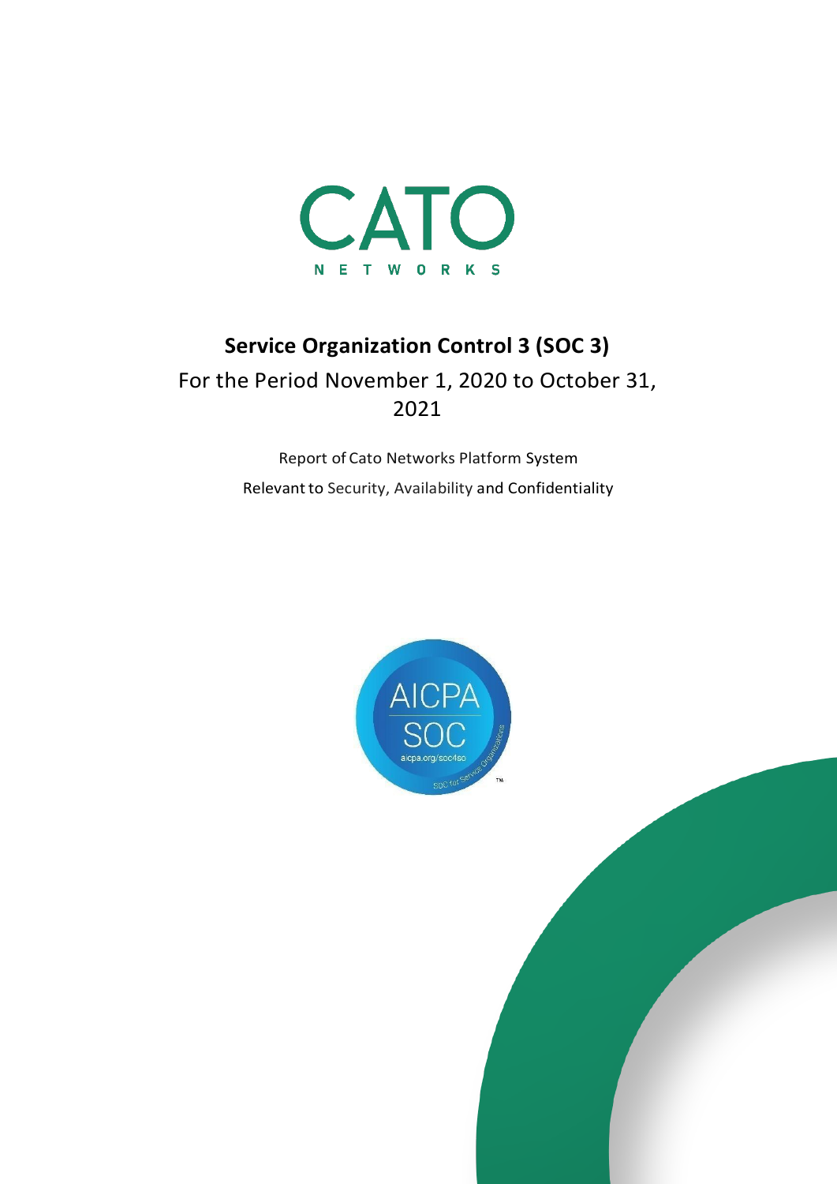CATO

NETWORKS

# Service Organization Control 3 (SOC 3)

For the Period November 1, 2020 to October 31, 2021

Report of Cato Networks Platform System

Relevant to Security, Availability and Confidentiality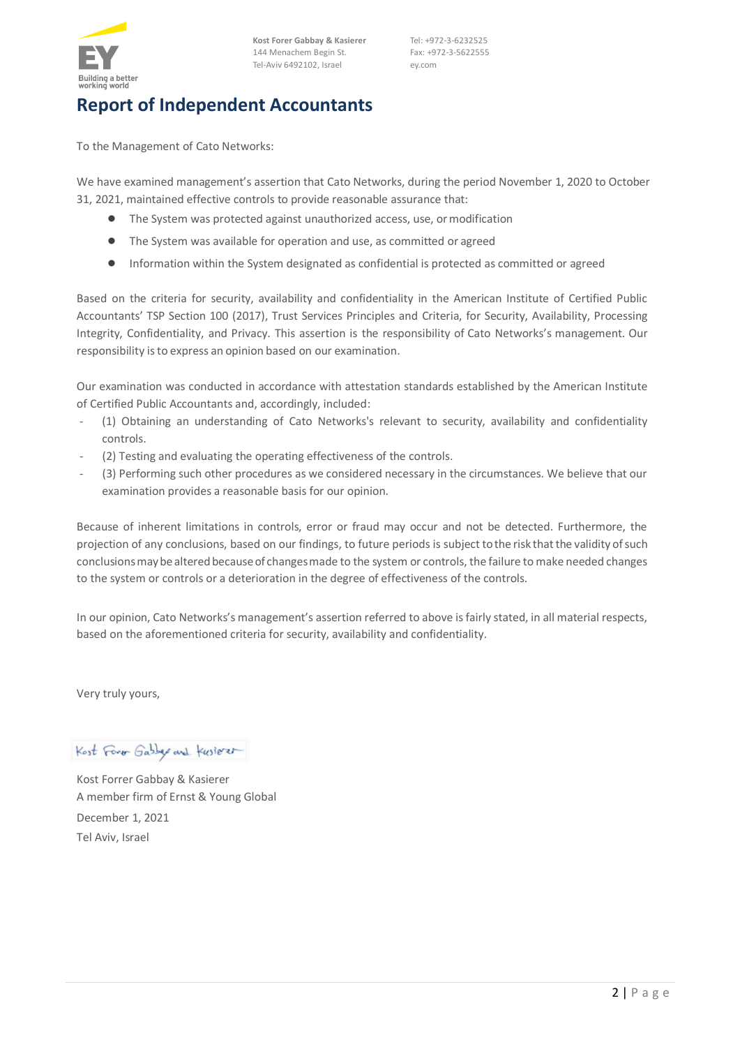Kost Forer Gabbay & Kasierer
144 Menachem Begin St.
Tel-Aviv 6492102, Israel

Tel: +972-3-6232525
Fax: +972-3-5622555
ey.com

# Report of Independent Accountants

To the Management of Cato Networks:

We have examined management's assertion that Cato Networks, during the period November 1, 2020 to October 31, 2021, maintained effective controls to provide reasonable assurance that:

- The System was protected against unauthorized access, use, or modification
- The System was available for operation and use, as committed or agreed
- Information within the System designated as confidential is protected as committed or agreed

Based on the criteria for security, availability and confidentiality in the American Institute of Certified Public Accountants' TSP Section 100 (2017), Trust Services Principles and Criteria, for Security, Availability, Processing Integrity, Confidentiality, and Privacy. This assertion is the responsibility of Cato Networks's management. Our responsibility is to express an opinion based on our examination.

Our examination was conducted in accordance with attestation standards established by the American Institute of Certified Public Accountants and, accordingly, included:

- (1) Obtaining an understanding of Cato Networks's relevant to security, availability and confidentiality controls.
- (2) Testing and evaluating the operating effectiveness of the controls.
- (3) Performing such other procedures as we considered necessary in the circumstances. We believe that our examination provides a reasonable basis for our opinion.

Because of inherent limitations in controls, error or fraud may occur and not be detected. Furthermore, the projection of any conclusions, based on our findings, to future periods is subject to the risk that the validity of such conclusions may be altered because of changes made to the system or controls, the failure to make needed changes to the system or controls or a deterioration in the degree of effectiveness of the controls.

In our opinion, Cato Networks's management's assertion referred to above is fairly stated, in all material respects, based on the aforementioned criteria for security, availability and confidentiality.

Very truly yours,

Kost Forer Gabbay and Kasierer

Kost Forrer Gabbay & Kasierer
A member firm of Ernst & Young Global
December 1, 2021
Tel Aviv, Israel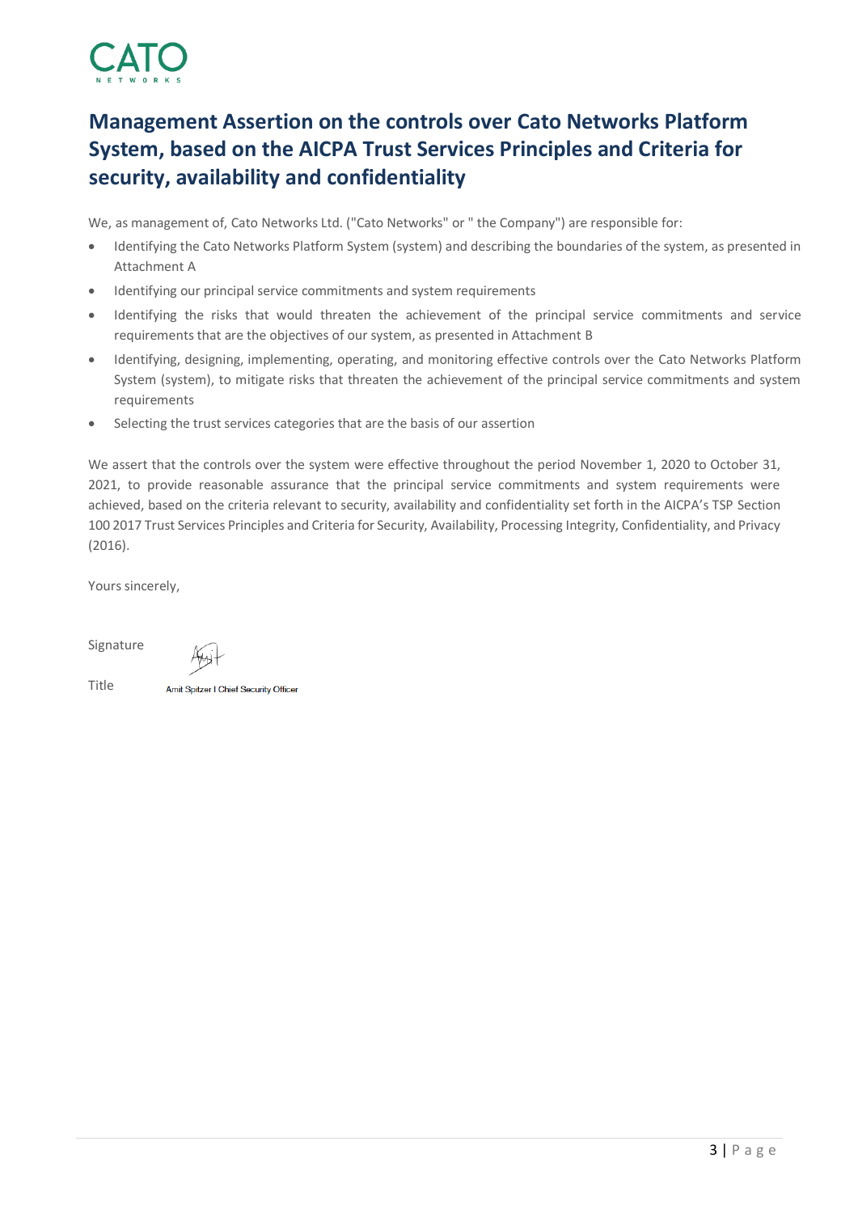CATO
NETWORKS

# Management Assertion on the controls over Cato Networks Platform System, based on the AICPA Trust Services Principles and Criteria for security, availability and confidentiality

We, as management of, Cato Networks Ltd. ("Cato Networks" or " the Company") are responsible for:

- Identifying the Cato Networks Platform System (system) and describing the boundaries of the system, as presented in Attachment A
- Identifying our principal service commitments and system requirements
- Identifying the risks that would threaten the achievement of the principal service commitments and service requirements that are the objectives of our system, as presented in Attachment B
- Identifying, designing, implementing, operating, and monitoring effective controls over the Cato Networks Platform System (system), to mitigate risks that threaten the achievement of the principal service commitments and system requirements
- Selecting the trust services categories that are the basis of our assertion

We assert that the controls over the system were effective throughout the period November 1, 2020 to October 31, 2021, to provide reasonable assurance that the principal service commitments and system requirements were achieved, based on the criteria relevant to security, availability and confidentiality set forth in the AICPA's TSP Section 100 2017 Trust Services Principles and Criteria for Security, Availability, Processing Integrity, Confidentiality, and Privacy (2016).

Yours sincerely,

Signature

Title Amit Spitzer I Chief Security Officer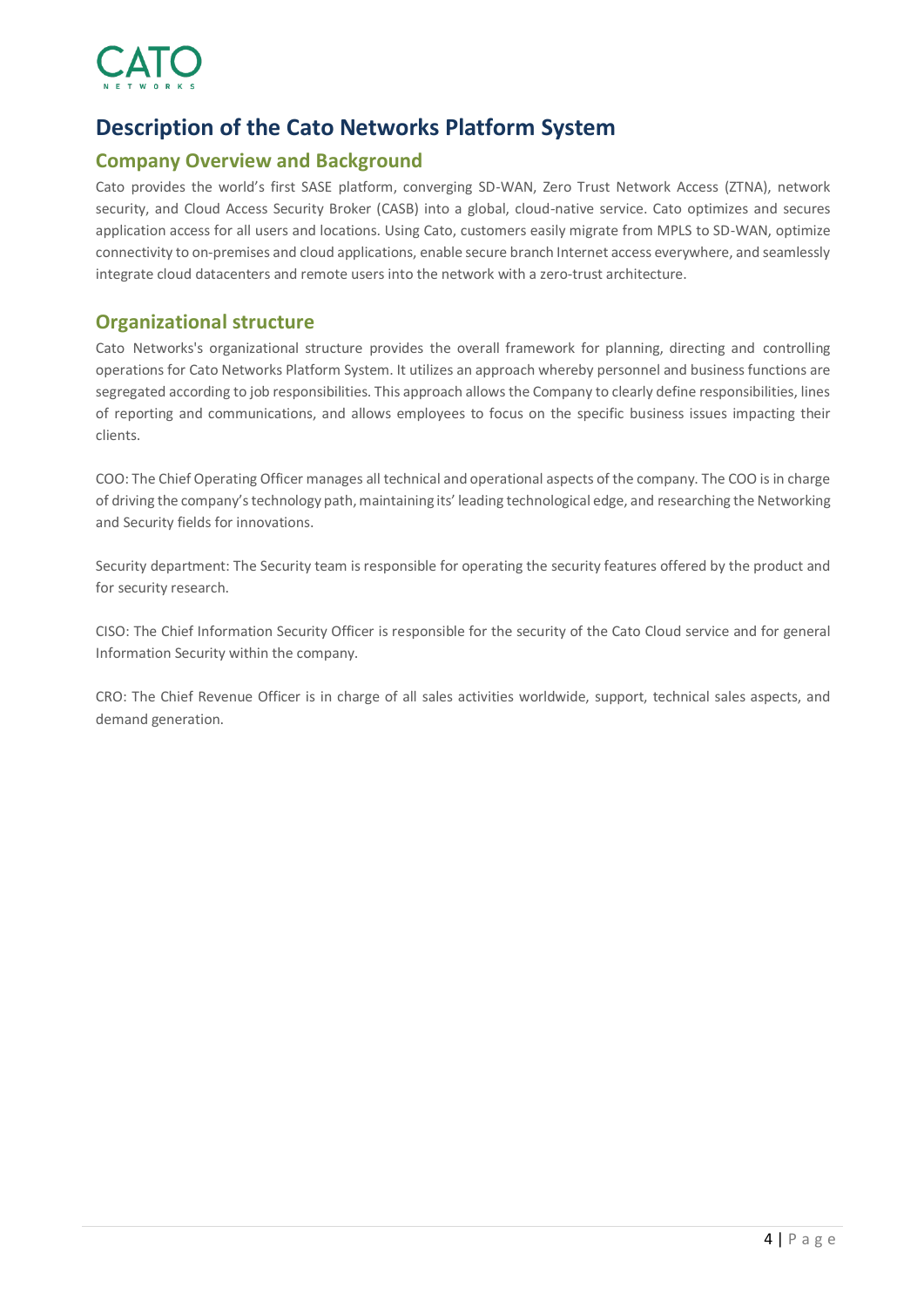# Description of the Cato Networks Platform System

## Company Overview and Background

Cato provides the world's first SASE platform, converging SD-WAN, Zero Trust Network Access (ZTNA), network security, and Cloud Access Security Broker (CASB) into a global, cloud-native service. Cato optimizes and secures application access for all users and locations. Using Cato, customers easily migrate from MPLS to SD-WAN, optimize connectivity to on-premises and cloud applications, enable secure branch Internet access everywhere, and seamlessly integrate cloud datacenters and remote users into the network with a zero-trust architecture.

## Organizational structure

Cato Networks's organizational structure provides the overall framework for planning, directing and controlling operations for Cato Networks Platform System. It utilizes an approach whereby personnel and business functions are segregated according to job responsibilities. This approach allows the Company to clearly define responsibilities, lines of reporting and communications, and allows employees to focus on the specific business issues impacting their clients.

COO: The Chief Operating Officer manages all technical and operational aspects of the company. The COO is in charge of driving the company's technology path, maintaining its' leading technological edge, and researching the Networking and Security fields for innovations.

Security department: The Security team is responsible for operating the security features offered by the product and for security research.

CISO: The Chief Information Security Officer is responsible for the security of the Cato Cloud service and for general Information Security within the company.

CRO: The Chief Revenue Officer is in charge of all sales activities worldwide, support, technical sales aspects, and demand generation.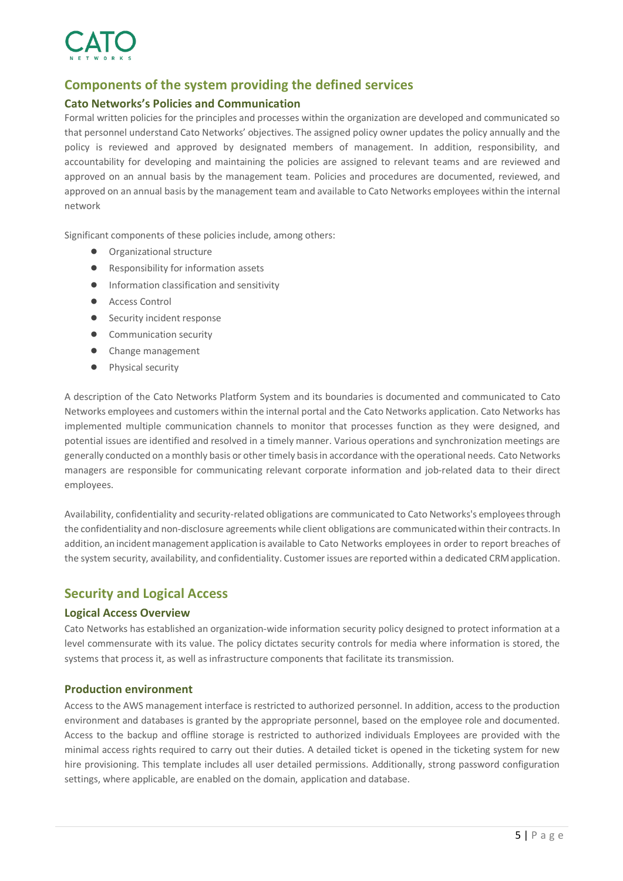## Components of the system providing the defined services

### Cato Networks's Policies and Communication

Formal written policies for the principles and processes within the organization are developed and communicated so that personnel understand Cato Networks' objectives. The assigned policy owner updates the policy annually and the policy is reviewed and approved by designated members of management. In addition, responsibility, and accountability for developing and maintaining the policies are assigned to relevant teams and are reviewed and approved on an annual basis by the management team. Policies and procedures are documented, reviewed, and approved on an annual basis by the management team and available to Cato Networks employees within the internal network

Significant components of these policies include, among others:

- Organizational structure
- Responsibility for information assets
- Information classification and sensitivity
- Access Control
- Security incident response
- Communication security
- Change management
- Physical security

A description of the Cato Networks Platform System and its boundaries is documented and communicated to Cato Networks employees and customers within the internal portal and the Cato Networks application. Cato Networks has implemented multiple communication channels to monitor that processes function as they were designed, and potential issues are identified and resolved in a timely manner. Various operations and synchronization meetings are generally conducted on a monthly basis or other timely basis in accordance with the operational needs. Cato Networks managers are responsible for communicating relevant corporate information and job-related data to their direct employees.

Availability, confidentiality and security-related obligations are communicated to Cato Networks's employees through the confidentiality and non-disclosure agreements while client obligations are communicated within their contracts. In addition, an incident management application is available to Cato Networks employees in order to report breaches of the system security, availability, and confidentiality. Customer issues are reported within a dedicated CRM application.

## Security and Logical Access

### Logical Access Overview

Cato Networks has established an organization-wide information security policy designed to protect information at a level commensurate with its value. The policy dictates security controls for media where information is stored, the systems that process it, as well as infrastructure components that facilitate its transmission.

### Production environment

Access to the AWS management interface is restricted to authorized personnel. In addition, access to the production environment and databases is granted by the appropriate personnel, based on the employee role and documented. Access to the backup and offline storage is restricted to authorized individuals Employees are provided with the minimal access rights required to carry out their duties. A detailed ticket is opened in the ticketing system for new hire provisioning. This template includes all user detailed permissions. Additionally, strong password configuration settings, where applicable, are enabled on the domain, application and database.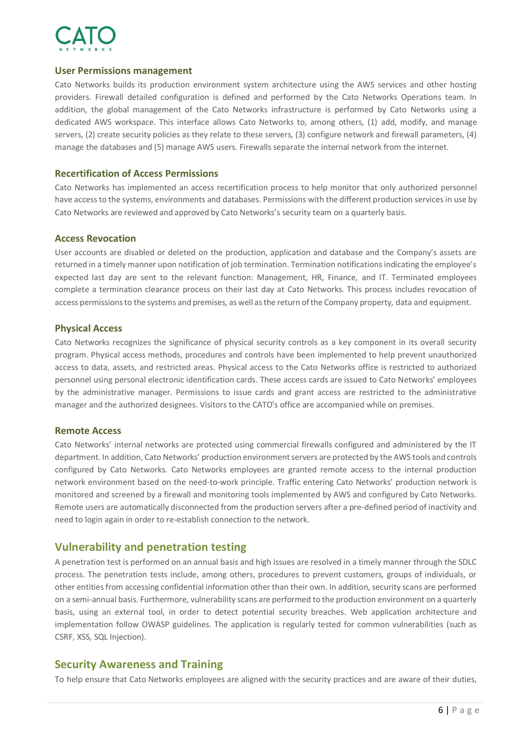### User Permissions management

Cato Networks builds its production environment system architecture using the AWS services and other hosting providers. Firewall detailed configuration is defined and performed by the Cato Networks Operations team. In addition, the global management of the Cato Networks infrastructure is performed by Cato Networks using a dedicated AWS workspace. This interface allows Cato Networks to, among others, (1) add, modify, and manage servers, (2) create security policies as they relate to these servers, (3) configure network and firewall parameters, (4) manage the databases and (5) manage AWS users. Firewalls separate the internal network from the internet.

### Recertification of Access Permissions

Cato Networks has implemented an access recertification process to help monitor that only authorized personnel have access to the systems, environments and databases. Permissions with the different production services in use by Cato Networks are reviewed and approved by Cato Networks's security team on a quarterly basis.

### Access Revocation

User accounts are disabled or deleted on the production, application and database and the Company's assets are returned in a timely manner upon notification of job termination. Termination notifications indicating the employee's expected last day are sent to the relevant function: Management, HR, Finance, and IT. Terminated employees complete a termination clearance process on their last day at Cato Networks. This process includes revocation of access permissions to the systems and premises, as well as the return of the Company property, data and equipment.

### Physical Access

Cato Networks recognizes the significance of physical security controls as a key component in its overall security program. Physical access methods, procedures and controls have been implemented to help prevent unauthorized access to data, assets, and restricted areas. Physical access to the Cato Networks office is restricted to authorized personnel using personal electronic identification cards. These access cards are issued to Cato Networks' employees by the administrative manager. Permissions to issue cards and grant access are restricted to the administrative manager and the authorized designees. Visitors to the CATO's office are accompanied while on premises.

### Remote Access

Cato Networks' internal networks are protected using commercial firewalls configured and administered by the IT department. In addition, Cato Networks' production environment servers are protected by the AWS tools and controls configured by Cato Networks. Cato Networks employees are granted remote access to the internal production network environment based on the need-to-work principle. Traffic entering Cato Networks' production network is monitored and screened by a firewall and monitoring tools implemented by AWS and configured by Cato Networks. Remote users are automatically disconnected from the production servers after a pre-defined period of inactivity and need to login again in order to re-establish connection to the network.

## Vulnerability and penetration testing

A penetration test is performed on an annual basis and high issues are resolved in a timely manner through the SDLC process. The penetration tests include, among others, procedures to prevent customers, groups of individuals, or other entities from accessing confidential information other than their own. In addition, security scans are performed on a semi-annual basis. Furthermore, vulnerability scans are performed to the production environment on a quarterly basis, using an external tool, in order to detect potential security breaches. Web application architecture and implementation follow OWASP guidelines. The application is regularly tested for common vulnerabilities (such as CSRF, XSS, SQL Injection).

## Security Awareness and Training

To help ensure that Cato Networks employees are aligned with the security practices and are aware of their duties,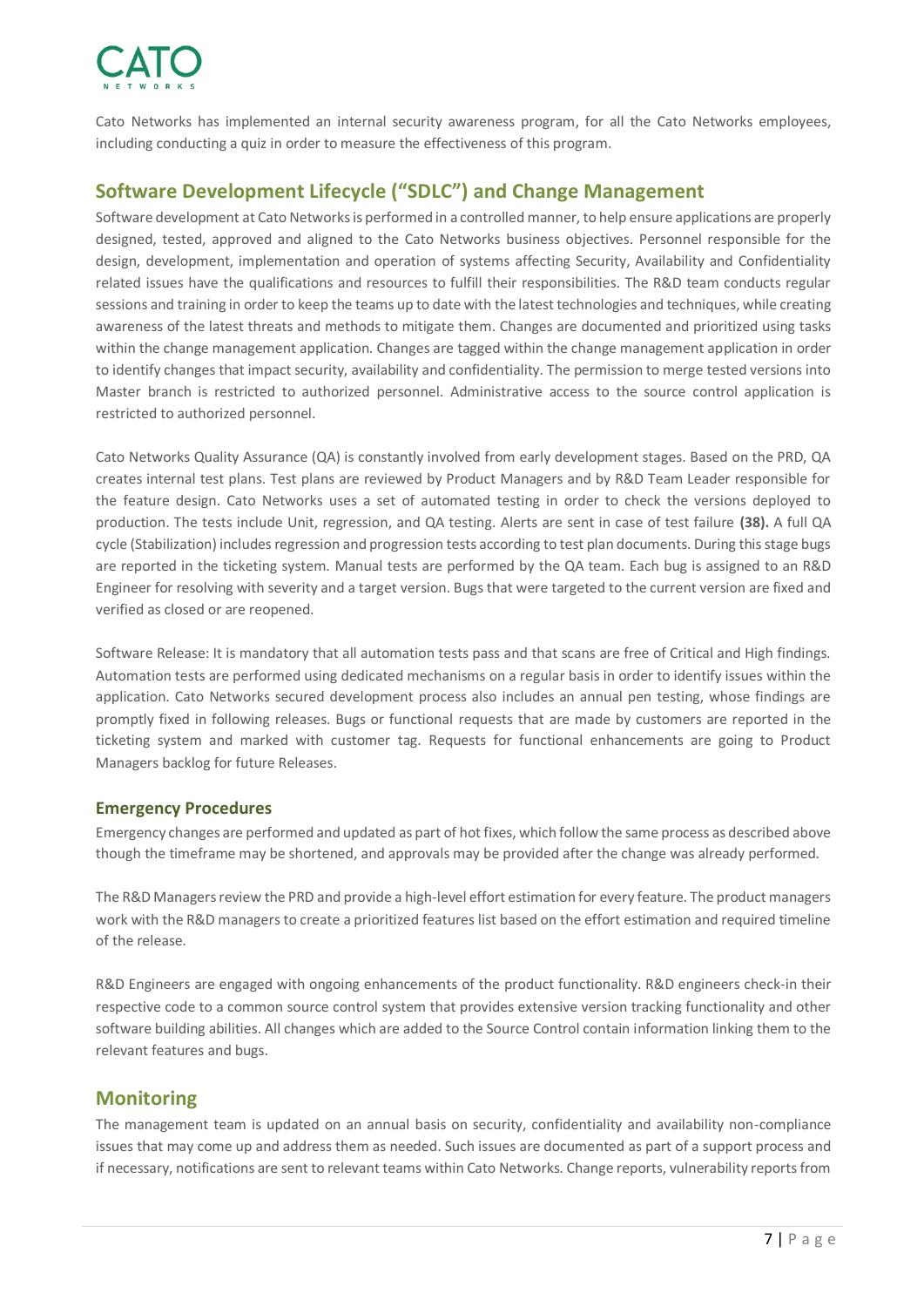Cato Networks has implemented an internal security awareness program, for all the Cato Networks employees, including conducting a quiz in order to measure the effectiveness of this program.

## Software Development Lifecycle ("SDLC") and Change Management

Software development at Cato Networks is performed in a controlled manner, to help ensure applications are properly designed, tested, approved and aligned to the Cato Networks business objectives. Personnel responsible for the design, development, implementation and operation of systems affecting Security, Availability and Confidentiality related issues have the qualifications and resources to fulfill their responsibilities. The R&D team conducts regular sessions and training in order to keep the teams up to date with the latest technologies and techniques, while creating awareness of the latest threats and methods to mitigate them. Changes are documented and prioritized using tasks within the change management application. Changes are tagged within the change management application in order to identify changes that impact security, availability and confidentiality. The permission to merge tested versions into Master branch is restricted to authorized personnel. Administrative access to the source control application is restricted to authorized personnel.

Cato Networks Quality Assurance (QA) is constantly involved from early development stages. Based on the PRD, QA creates internal test plans. Test plans are reviewed by Product Managers and by R&D Team Leader responsible for the feature design. Cato Networks uses a set of automated testing in order to check the versions deployed to production. The tests include Unit, regression, and QA testing. Alerts are sent in case of test failure **(38).** A full QA cycle (Stabilization) includes regression and progression tests according to test plan documents. During this stage bugs are reported in the ticketing system. Manual tests are performed by the QA team. Each bug is assigned to an R&D Engineer for resolving with severity and a target version. Bugs that were targeted to the current version are fixed and verified as closed or are reopened.

Software Release: It is mandatory that all automation tests pass and that scans are free of Critical and High findings. Automation tests are performed using dedicated mechanisms on a regular basis in order to identify issues within the application. Cato Networks secured development process also includes an annual pen testing, whose findings are promptly fixed in following releases. Bugs or functional requests that are made by customers are reported in the ticketing system and marked with customer tag. Requests for functional enhancements are going to Product Managers backlog for future Releases.

### Emergency Procedures

Emergency changes are performed and updated as part of hot fixes, which follow the same process as described above though the timeframe may be shortened, and approvals may be provided after the change was already performed.

The R&D Managers review the PRD and provide a high-level effort estimation for every feature. The product managers work with the R&D managers to create a prioritized features list based on the effort estimation and required timeline of the release.

R&D Engineers are engaged with ongoing enhancements of the product functionality. R&D engineers check-in their respective code to a common source control system that provides extensive version tracking functionality and other software building abilities. All changes which are added to the Source Control contain information linking them to the relevant features and bugs.

## Monitoring

The management team is updated on an annual basis on security, confidentiality and availability non-compliance issues that may come up and address them as needed. Such issues are documented as part of a support process and if necessary, notifications are sent to relevant teams within Cato Networks. Change reports, vulnerability reports from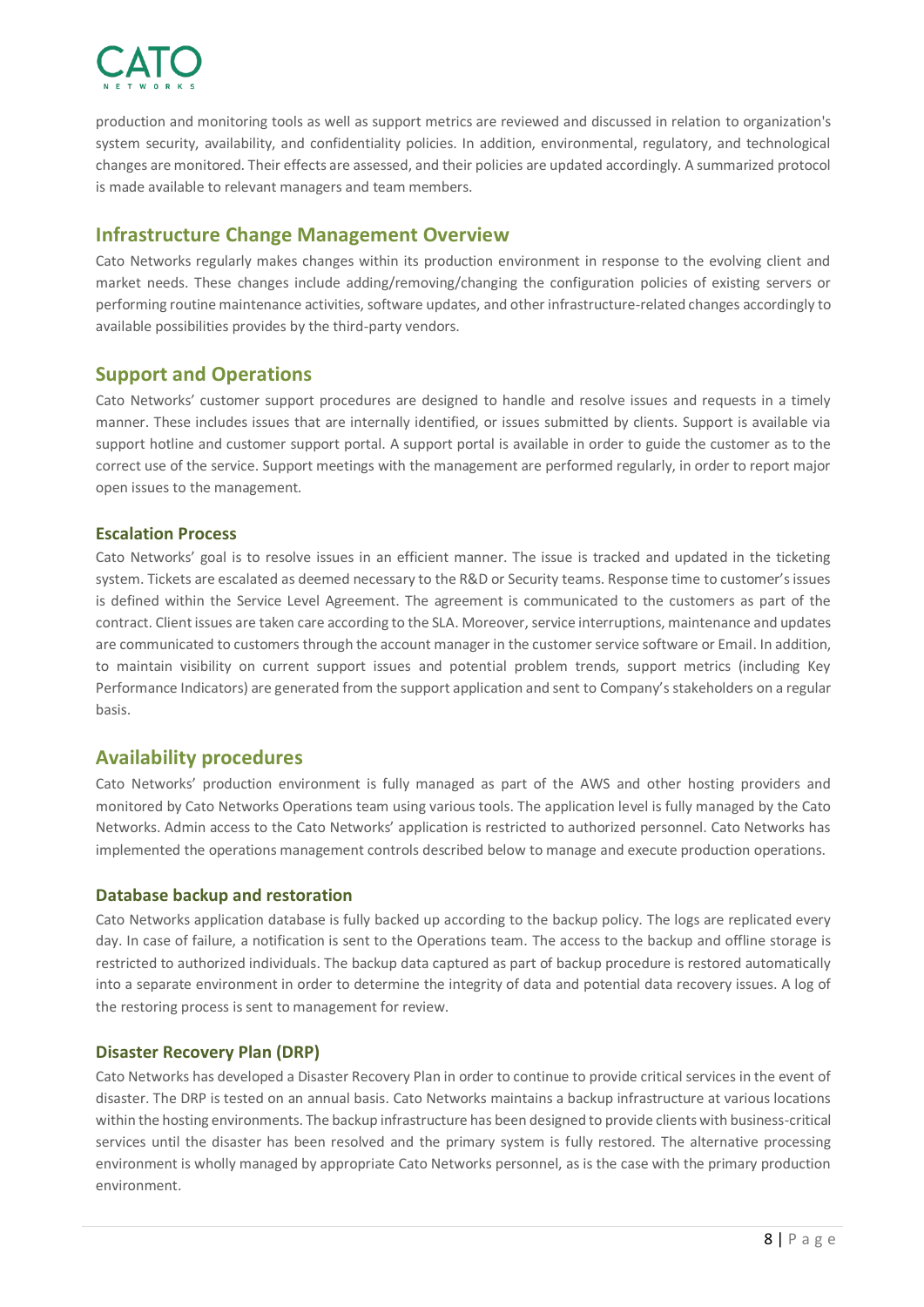production and monitoring tools as well as support metrics are reviewed and discussed in relation to organization's system security, availability, and confidentiality policies. In addition, environmental, regulatory, and technological changes are monitored. Their effects are assessed, and their policies are updated accordingly. A summarized protocol is made available to relevant managers and team members.

## Infrastructure Change Management Overview

Cato Networks regularly makes changes within its production environment in response to the evolving client and market needs. These changes include adding/removing/changing the configuration policies of existing servers or performing routine maintenance activities, software updates, and other infrastructure-related changes accordingly to available possibilities provides by the third-party vendors.

## Support and Operations

Cato Networks' customer support procedures are designed to handle and resolve issues and requests in a timely manner. These includes issues that are internally identified, or issues submitted by clients. Support is available via support hotline and customer support portal. A support portal is available in order to guide the customer as to the correct use of the service. Support meetings with the management are performed regularly, in order to report major open issues to the management.

### Escalation Process

Cato Networks' goal is to resolve issues in an efficient manner. The issue is tracked and updated in the ticketing system. Tickets are escalated as deemed necessary to the R&D or Security teams. Response time to customer's issues is defined within the Service Level Agreement. The agreement is communicated to the customers as part of the contract. Client issues are taken care according to the SLA. Moreover, service interruptions, maintenance and updates are communicated to customers through the account manager in the customer service software or Email. In addition, to maintain visibility on current support issues and potential problem trends, support metrics (including Key Performance Indicators) are generated from the support application and sent to Company's stakeholders on a regular basis.

## Availability procedures

Cato Networks' production environment is fully managed as part of the AWS and other hosting providers and monitored by Cato Networks Operations team using various tools. The application level is fully managed by the Cato Networks. Admin access to the Cato Networks' application is restricted to authorized personnel. Cato Networks has implemented the operations management controls described below to manage and execute production operations.

### Database backup and restoration

Cato Networks application database is fully backed up according to the backup policy. The logs are replicated every day. In case of failure, a notification is sent to the Operations team. The access to the backup and offline storage is restricted to authorized individuals. The backup data captured as part of backup procedure is restored automatically into a separate environment in order to determine the integrity of data and potential data recovery issues. A log of the restoring process is sent to management for review.

### Disaster Recovery Plan (DRP)

Cato Networks has developed a Disaster Recovery Plan in order to continue to provide critical services in the event of disaster. The DRP is tested on an annual basis. Cato Networks maintains a backup infrastructure at various locations within the hosting environments. The backup infrastructure has been designed to provide clients with business-critical services until the disaster has been resolved and the primary system is fully restored. The alternative processing environment is wholly managed by appropriate Cato Networks personnel, as is the case with the primary production environment.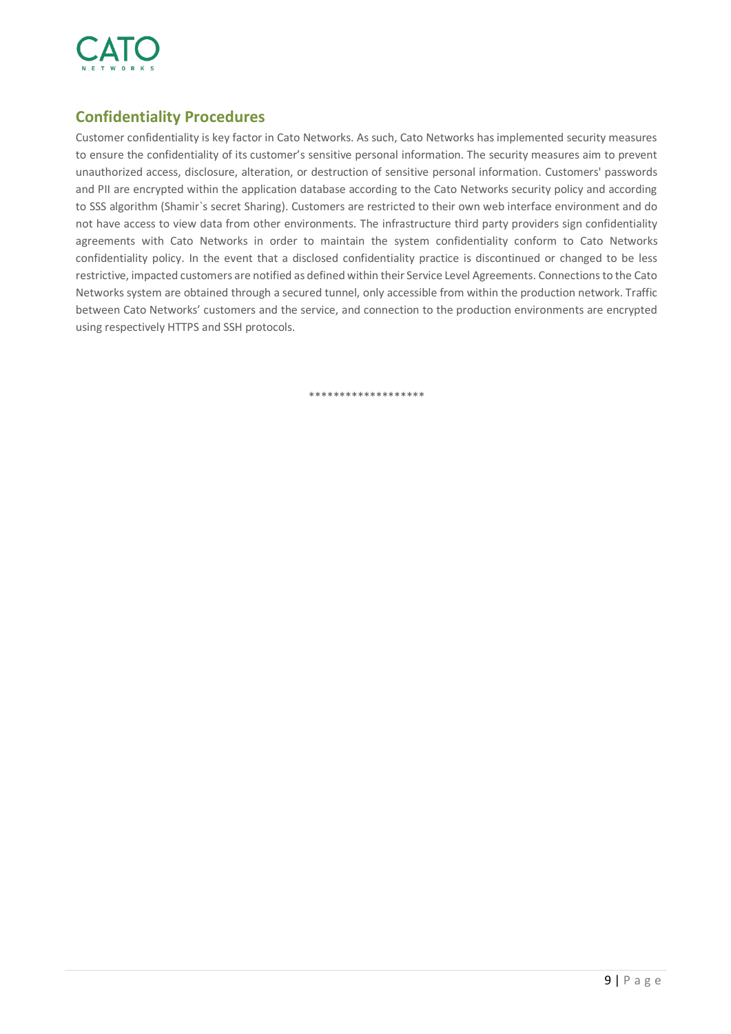## Confidentiality Procedures

Customer confidentiality is key factor in Cato Networks. As such, Cato Networks has implemented security measures to ensure the confidentiality of its customer's sensitive personal information. The security measures aim to prevent unauthorized access, disclosure, alteration, or destruction of sensitive personal information. Customers' passwords and PII are encrypted within the application database according to the Cato Networks security policy and according to SSS algorithm (Shamir`s secret Sharing). Customers are restricted to their own web interface environment and do not have access to view data from other environments. The infrastructure third party providers sign confidentiality agreements with Cato Networks in order to maintain the system confidentiality conform to Cato Networks confidentiality policy. In the event that a disclosed confidentiality practice is discontinued or changed to be less restrictive, impacted customers are notified as defined within their Service Level Agreements. Connections to the Cato Networks system are obtained through a secured tunnel, only accessible from within the production network. Traffic between Cato Networks' customers and the service, and connection to the production environments are encrypted using respectively HTTPS and SSH protocols.

*******************